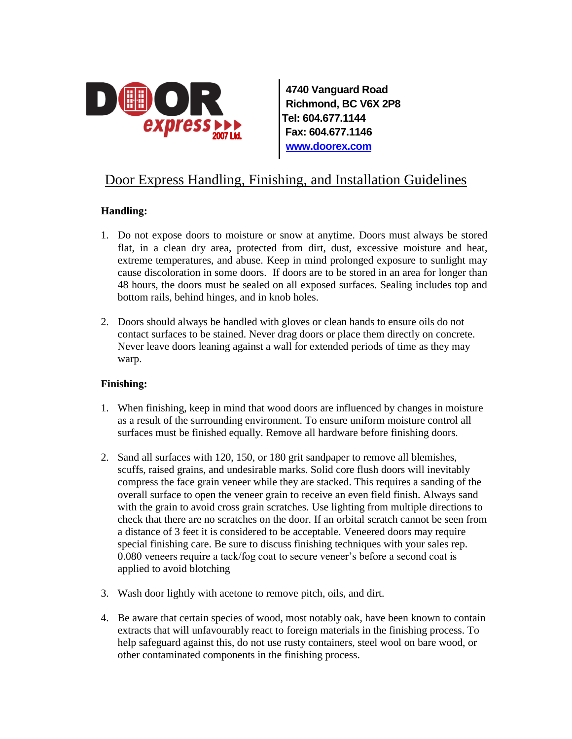DOOR express 2007 Ltd.

**4740 Vanguard Road**
**Richmond, BC V6X 2P8**
**Tel: 604.677.1144**
**Fax: 604.677.1146**
**[www.doorex.com](http://www.doorex.com)**

# Door Express Handling, Finishing, and Installation Guidelines

**Handling:**

1. Do not expose doors to moisture or snow at anytime. Doors must always be stored flat, in a clean dry area, protected from dirt, dust, excessive moisture and heat, extreme temperatures, and abuse. Keep in mind prolonged exposure to sunlight may cause discoloration in some doors. If doors are to be stored in an area for longer than 48 hours, the doors must be sealed on all exposed surfaces. Sealing includes top and bottom rails, behind hinges, and in knob holes.

2. Doors should always be handled with gloves or clean hands to ensure oils do not contact surfaces to be stained. Never drag doors or place them directly on concrete. Never leave doors leaning against a wall for extended periods of time as they may warp.

**Finishing:**

1. When finishing, keep in mind that wood doors are influenced by changes in moisture as a result of the surrounding environment. To ensure uniform moisture control all surfaces must be finished equally. Remove all hardware before finishing doors.

2. Sand all surfaces with 120, 150, or 180 grit sandpaper to remove all blemishes, scuffs, raised grains, and undesirable marks. Solid core flush doors will inevitably compress the face grain veneer while they are stacked. This requires a sanding of the overall surface to open the veneer grain to receive an even field finish. Always sand with the grain to avoid cross grain scratches. Use lighting from multiple directions to check that there are no scratches on the door. If an orbital scratch cannot be seen from a distance of 3 feet it is considered to be acceptable. Veneered doors may require special finishing care. Be sure to discuss finishing techniques with your sales rep. 0.080 veneers require a tack/fog coat to secure veneer's before a second coat is applied to avoid blotching

3. Wash door lightly with acetone to remove pitch, oils, and dirt.

4. Be aware that certain species of wood, most notably oak, have been known to contain extracts that will unfavourably react to foreign materials in the finishing process. To help safeguard against this, do not use rusty containers, steel wool on bare wood, or other contaminated components in the finishing process.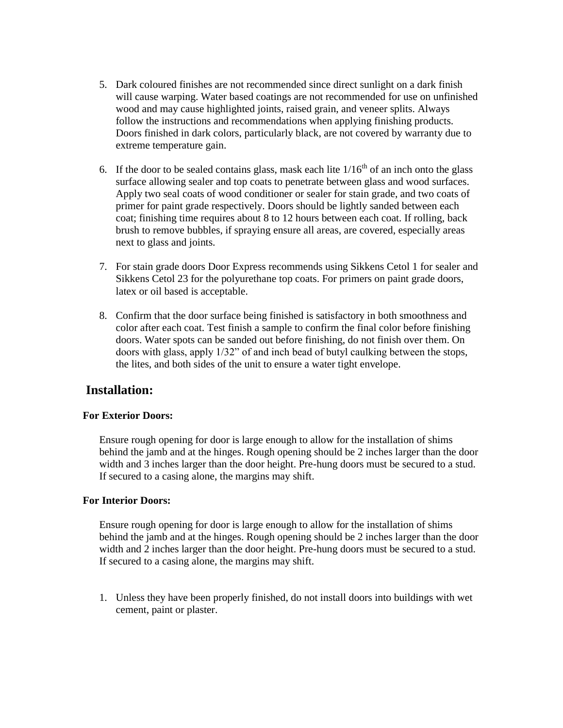5. Dark coloured finishes are not recommended since direct sunlight on a dark finish will cause warping. Water based coatings are not recommended for use on unfinished wood and may cause highlighted joints, raised grain, and veneer splits. Always follow the instructions and recommendations when applying finishing products. Doors finished in dark colors, particularly black, are not covered by warranty due to extreme temperature gain.

6. If the door to be sealed contains glass, mask each lite 1/16$^{th}$ of an inch onto the glass surface allowing sealer and top coats to penetrate between glass and wood surfaces. Apply two seal coats of wood conditioner or sealer for stain grade, and two coats of primer for paint grade respectively. Doors should be lightly sanded between each coat; finishing time requires about 8 to 12 hours between each coat. If rolling, back brush to remove bubbles, if spraying ensure all areas, are covered, especially areas next to glass and joints.

7. For stain grade doors Door Express recommends using Sikkens Cetol 1 for sealer and Sikkens Cetol 23 for the polyurethane top coats. For primers on paint grade doors, latex or oil based is acceptable.

8. Confirm that the door surface being finished is satisfactory in both smoothness and color after each coat. Test finish a sample to confirm the final color before finishing doors. Water spots can be sanded out before finishing, do not finish over them. On doors with glass, apply 1/32" of and inch bead of butyl caulking between the stops, the lites, and both sides of the unit to ensure a water tight envelope.

## Installation:

**For Exterior Doors:**

Ensure rough opening for door is large enough to allow for the installation of shims behind the jamb and at the hinges. Rough opening should be 2 inches larger than the door width and 3 inches larger than the door height. Pre-hung doors must be secured to a stud. If secured to a casing alone, the margins may shift.

**For Interior Doors:**

Ensure rough opening for door is large enough to allow for the installation of shims behind the jamb and at the hinges. Rough opening should be 2 inches larger than the door width and 2 inches larger than the door height. Pre-hung doors must be secured to a stud. If secured to a casing alone, the margins may shift.

1. Unless they have been properly finished, do not install doors into buildings with wet cement, paint or plaster.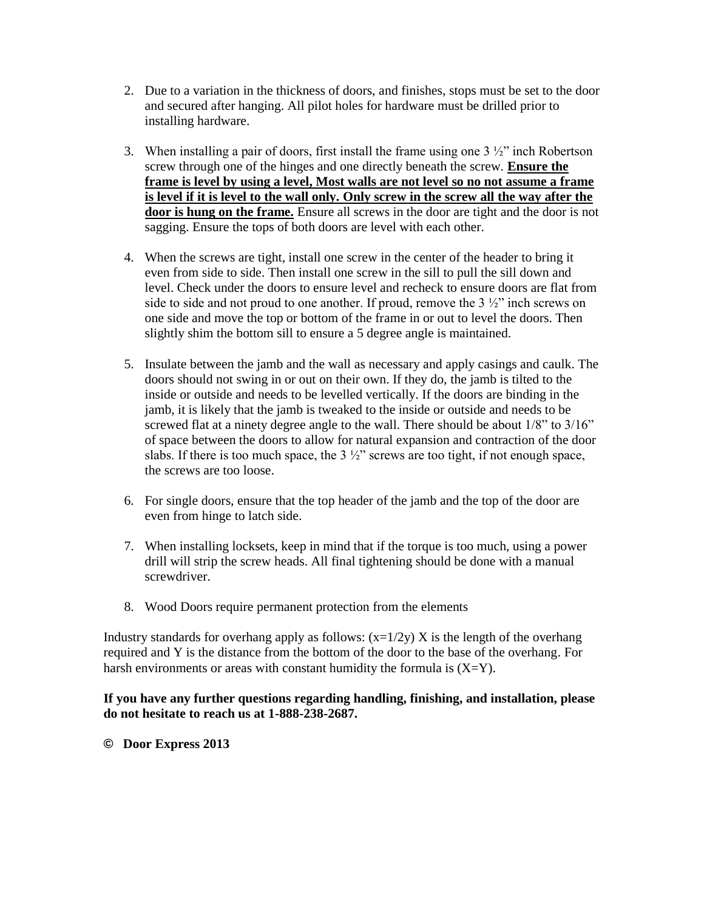2. Due to a variation in the thickness of doors, and finishes, stops must be set to the door and secured after hanging. All pilot holes for hardware must be drilled prior to installing hardware.

3. When installing a pair of doors, first install the frame using one 3 ½" inch Robertson screw through one of the hinges and one directly beneath the screw. **Ensure the frame is level by using a level, Most walls are not level so no not assume a frame is level if it is level to the wall only. Only screw in the screw all the way after the door is hung on the frame.** Ensure all screws in the door are tight and the door is not sagging. Ensure the tops of both doors are level with each other.

4. When the screws are tight, install one screw in the center of the header to bring it even from side to side. Then install one screw in the sill to pull the sill down and level. Check under the doors to ensure level and recheck to ensure doors are flat from side to side and not proud to one another. If proud, remove the 3 ½" inch screws on one side and move the top or bottom of the frame in or out to level the doors. Then slightly shim the bottom sill to ensure a 5 degree angle is maintained.

5. Insulate between the jamb and the wall as necessary and apply casings and caulk. The doors should not swing in or out on their own. If they do, the jamb is tilted to the inside or outside and needs to be levelled vertically. If the doors are binding in the jamb, it is likely that the jamb is tweaked to the inside or outside and needs to be screwed flat at a ninety degree angle to the wall. There should be about 1/8" to 3/16" of space between the doors to allow for natural expansion and contraction of the door slabs. If there is too much space, the 3 ½" screws are too tight, if not enough space, the screws are too loose.

6. For single doors, ensure that the top header of the jamb and the top of the door are even from hinge to latch side.

7. When installing locksets, keep in mind that if the torque is too much, using a power drill will strip the screw heads. All final tightening should be done with a manual screwdriver.

8. Wood Doors require permanent protection from the elements

Industry standards for overhang apply as follows: ($x=1/2y$) X is the length of the overhang required and Y is the distance from the bottom of the door to the base of the overhang. For harsh environments or areas with constant humidity the formula is ($X=Y$).

**If you have any further questions regarding handling, finishing, and installation, please do not hesitate to reach us at 1-888-238-2687.**

**© Door Express 2013**